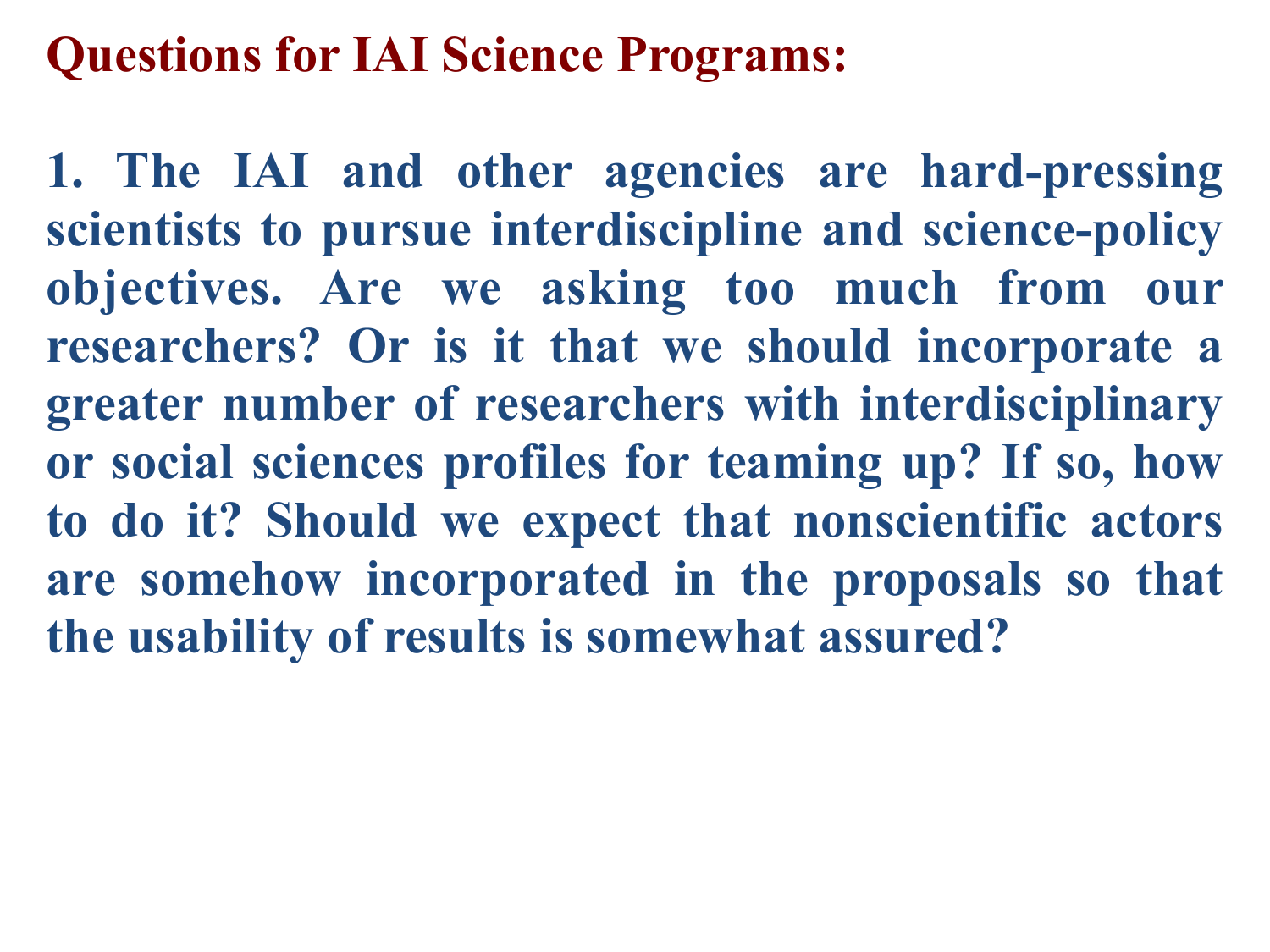# Questions for IAI Science Programs:

**1. The IAI and other agencies are hard-pressing scientists to pursue interdiscipline and science-policy objectives. Are we asking too much from our researchers? Or is it that we should incorporate a greater number of researchers with interdisciplinary or social sciences profiles for teaming up? If so, how to do it? Should we expect that nonscientific actors are somehow incorporated in the proposals so that the usability of results is somewhat assured?**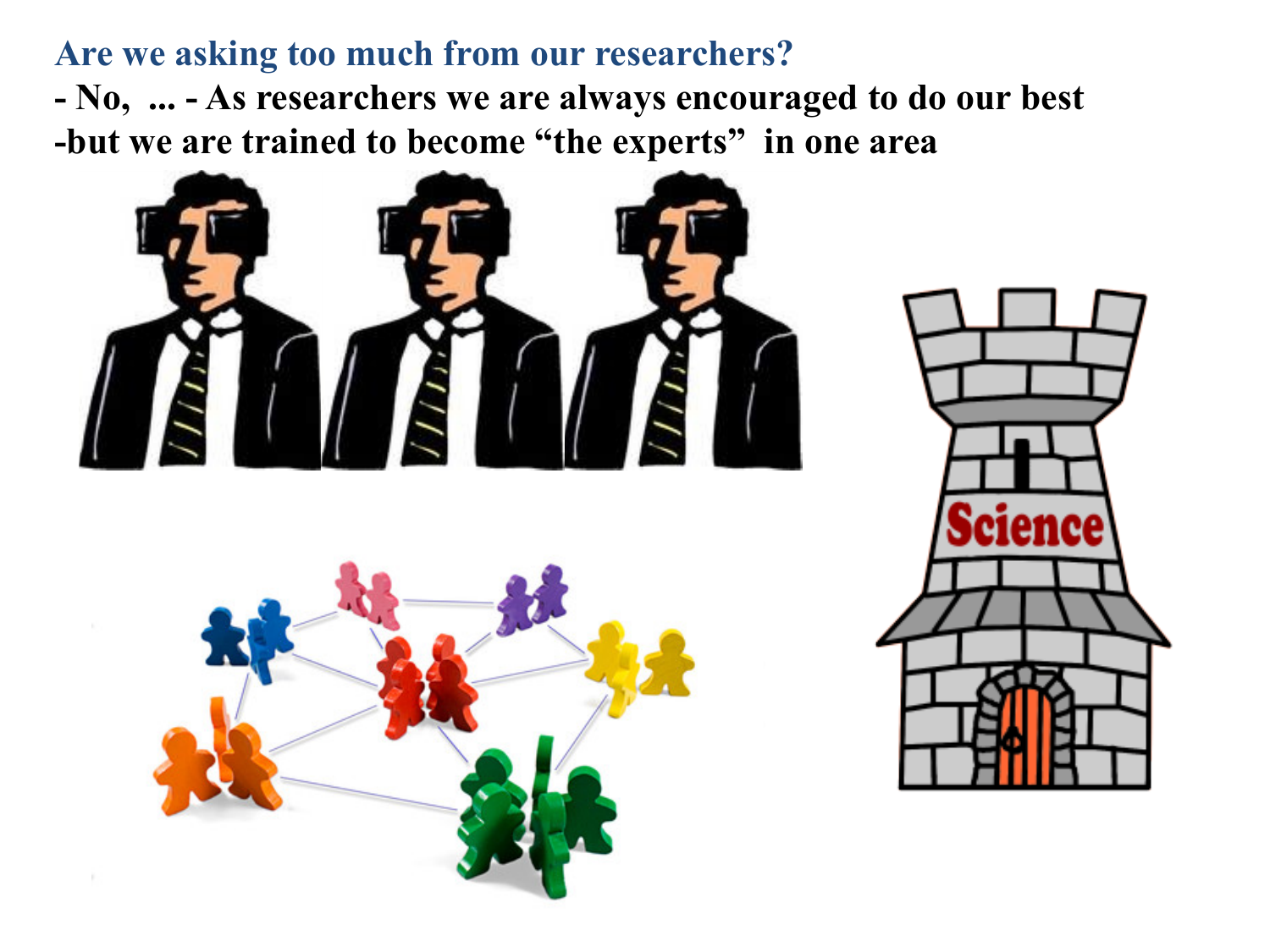**Are we asking too much from our researchers?**

**- No, ... - As researchers we are always encouraged to do our best**

**-but we are trained to become "the experts" in one area**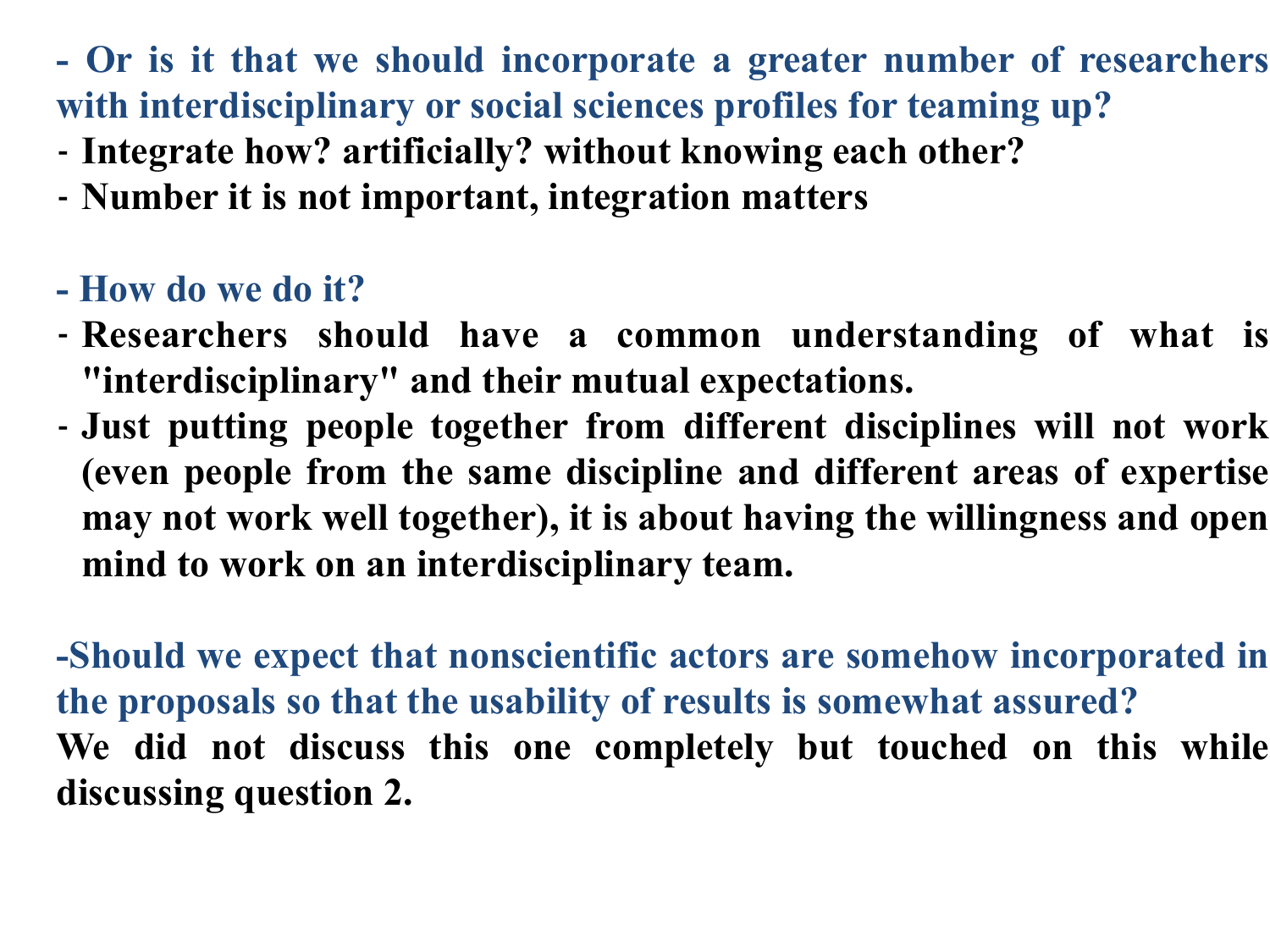**- Or is it that we should incorporate a greater number of researchers with interdisciplinary or social sciences profiles for teaming up?**

- **Integrate how? artificially? without knowing each other?**
- **Number it is not important, integration matters**

**- How do we do it?**

- **Researchers should have a common understanding of what is "interdisciplinary" and their mutual expectations.**
- **Just putting people together from different disciplines will not work (even people from the same discipline and different areas of expertise may not work well together), it is about having the willingness and open mind to work on an interdisciplinary team.**

**-Should we expect that nonscientific actors are somehow incorporated in the proposals so that the usability of results is somewhat assured?**

**We did not discuss this one completely but touched on this while discussing question 2.**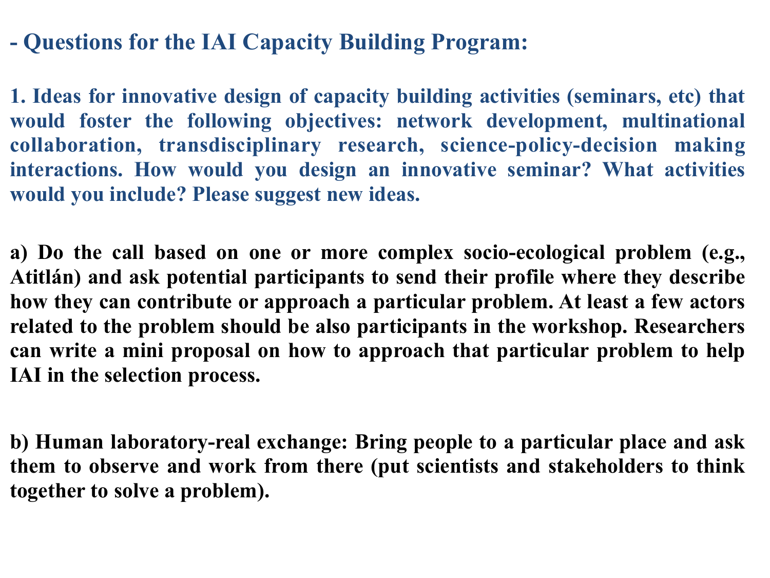## - Questions for the IAI Capacity Building Program:

**1. Ideas for innovative design of capacity building activities (seminars, etc) that would foster the following objectives: network development, multinational collaboration, transdisciplinary research, science-policy-decision making interactions. How would you design an innovative seminar? What activities would you include? Please suggest new ideas.**

**a) Do the call based on one or more complex socio-ecological problem (e.g., Atitlán) and ask potential participants to send their profile where they describe how they can contribute or approach a particular problem. At least a few actors related to the problem should be also participants in the workshop. Researchers can write a mini proposal on how to approach that particular problem to help IAI in the selection process.**

**b) Human laboratory-real exchange: Bring people to a particular place and ask them to observe and work from there (put scientists and stakeholders to think together to solve a problem).**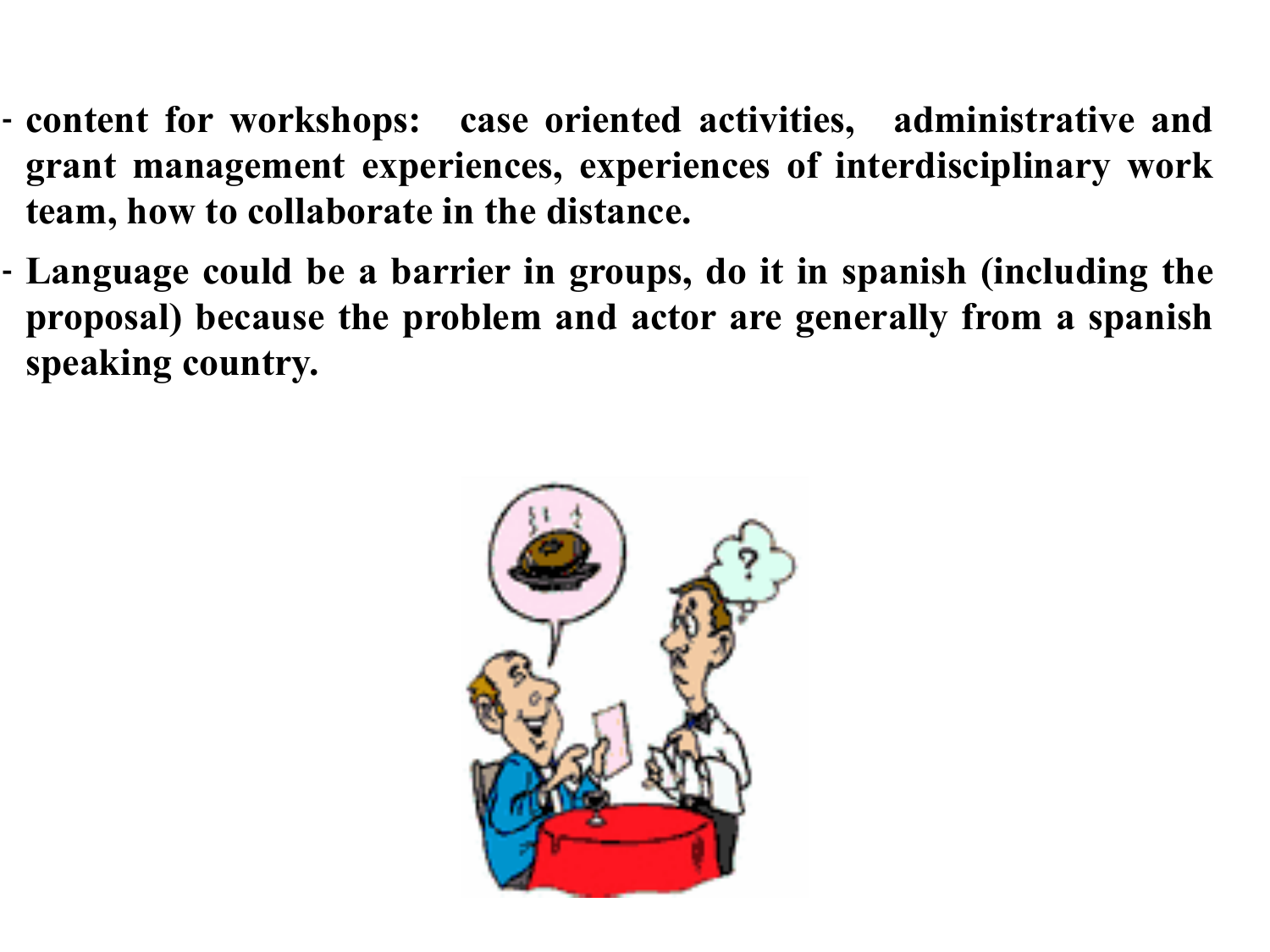- **content for workshops: case oriented activities, administrative and grant management experiences, experiences of interdisciplinary work team, how to collaborate in the distance.**
- **Language could be a barrier in groups, do it in spanish (including the proposal) because the problem and actor are generally from a spanish speaking country.**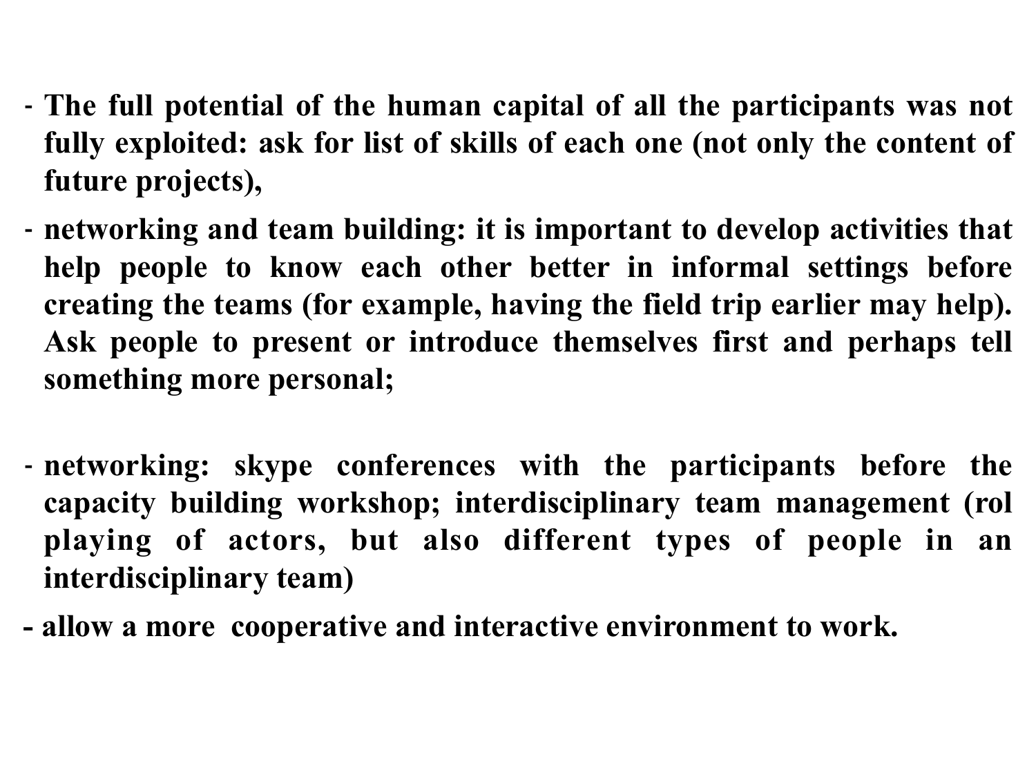- **The full potential of the human capital of all the participants was not fully exploited: ask for list of skills of each one (not only the content of future projects),**
- **networking and team building: it is important to develop activities that help people to know each other better in informal settings before creating the teams (for example, having the field trip earlier may help). Ask people to present or introduce themselves first and perhaps tell something more personal;**

- **networking: skype conferences with the participants before the capacity building workshop; interdisciplinary team management (rol playing of actors, but also different types of people in an interdisciplinary team)**
- **allow a more cooperative and interactive environment to work.**